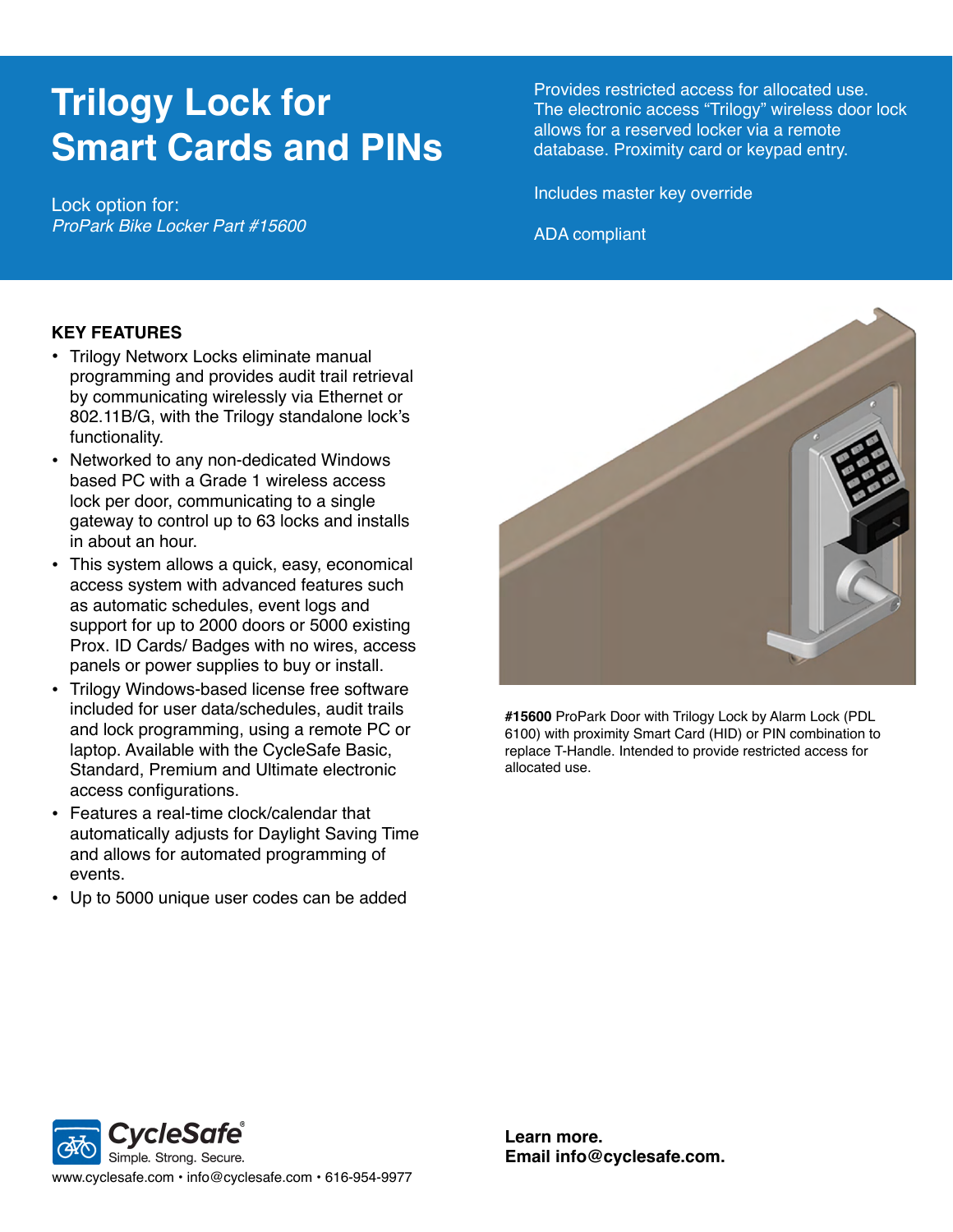# Trilogy Lock for Smart Cards and PINs

Lock option for:
*ProPark Bike Locker Part #15600*

Provides restricted access for allocated use. The electronic access "Trilogy" wireless door lock allows for a reserved locker via a remote database. Proximity card or keypad entry.

Includes master key override

ADA compliant

**KEY FEATURES**

- Trilogy Networx Locks eliminate manual programming and provides audit trail retrieval by communicating wirelessly via Ethernet or 802.11B/G, with the Trilogy standalone lock's functionality.
- Networked to any non-dedicated Windows based PC with a Grade 1 wireless access lock per door, communicating to a single gateway to control up to 63 locks and installs in about an hour.
- This system allows a quick, easy, economical access system with advanced features such as automatic schedules, event logs and support for up to 2000 doors or 5000 existing Prox. ID Cards/ Badges with no wires, access panels or power supplies to buy or install.
- Trilogy Windows-based license free software included for user data/schedules, audit trails and lock programming, using a remote PC or laptop. Available with the CycleSafe Basic, Standard, Premium and Ultimate electronic access configurations.
- Features a real-time clock/calendar that automatically adjusts for Daylight Saving Time and allows for automated programming of events.
- Up to 5000 unique user codes can be added

**#15600** ProPark Door with Trilogy Lock by Alarm Lock (PDL 6100) with proximity Smart Card (HID) or PIN combination to replace T-Handle. Intended to provide restricted access for allocated use.

CycleSafe® Simple. Strong. Secure.

www.cyclesafe.com • info@cyclesafe.com • 616-954-9977

**Learn more.**
**Email info@cyclesafe.com.**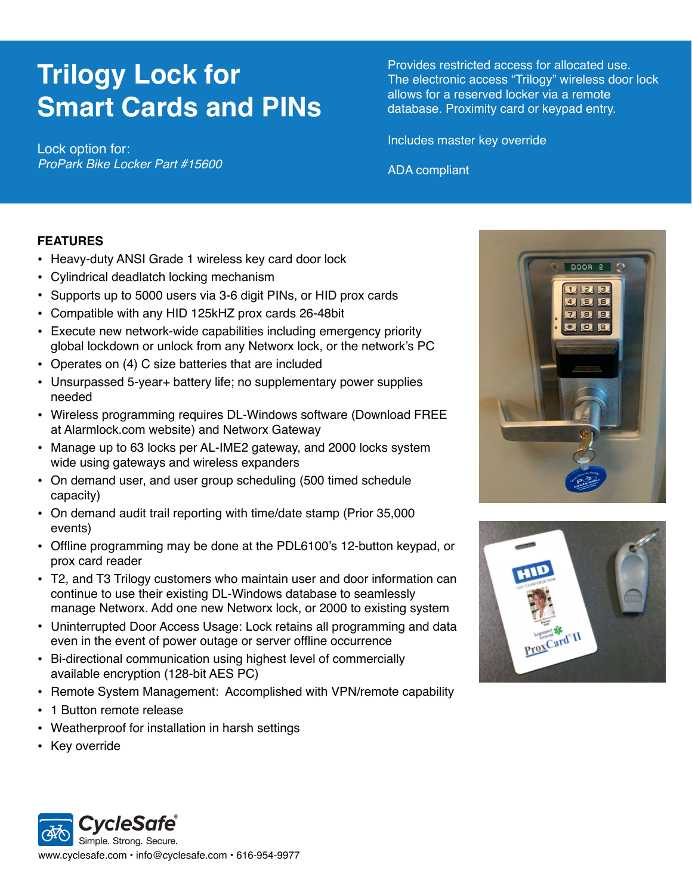# Trilogy Lock for Smart Cards and PINs

Lock option for:
*ProPark Bike Locker Part #15600*

Provides restricted access for allocated use. The electronic access "Trilogy" wireless door lock allows for a reserved locker via a remote database. Proximity card or keypad entry.

Includes master key override

ADA compliant

**FEATURES**

- Heavy-duty ANSI Grade 1 wireless key card door lock
- Cylindrical deadlatch locking mechanism
- Supports up to 5000 users via 3-6 digit PINs, or HID prox cards
- Compatible with any HID 125kHZ prox cards 26-48bit
- Execute new network-wide capabilities including emergency priority global lockdown or unlock from any Networx lock, or the network's PC
- Operates on (4) C size batteries that are included
- Unsurpassed 5-year+ battery life; no supplementary power supplies needed
- Wireless programming requires DL-Windows software (Download FREE at Alarmlock.com website) and Networx Gateway
- Manage up to 63 locks per AL-IME2 gateway, and 2000 locks system wide using gateways and wireless expanders
- On demand user, and user group scheduling (500 timed schedule capacity)
- On demand audit trail reporting with time/date stamp (Prior 35,000 events)
- Offline programming may be done at the PDL6100's 12-button keypad, or prox card reader
- T2, and T3 Trilogy customers who maintain user and door information can continue to use their existing DL-Windows database to seamlessly manage Networx. Add one new Networx lock, or 2000 to existing system
- Uninterrupted Door Access Usage: Lock retains all programming and data even in the event of power outage or server offline occurrence
- Bi-directional communication using highest level of commercially available encryption (128-bit AES PC)
- Remote System Management: Accomplished with VPN/remote capability
- 1 Button remote release
- Weatherproof for installation in harsh settings
- Key override

CycleSafe®
Simple. Strong. Secure.

www.cyclesafe.com • info@cyclesafe.com • 616-954-9977